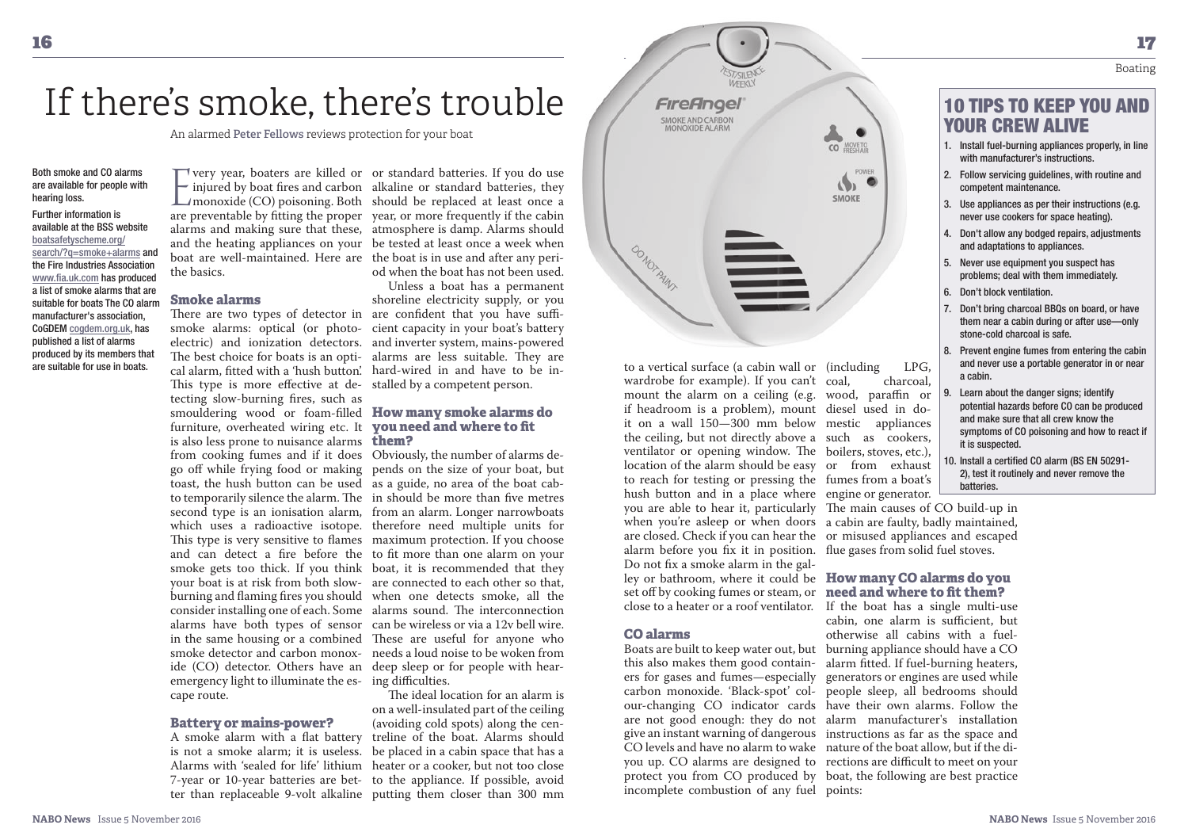# If there's smoke, there's trouble

An alarmed **Peter Fellows** reviews protection for your boat

Both smoke and CO alarms are available for people with hearing loss.

Further information is available at the BSS website boatsafetyscheme.org/search/?q=smoke+alarms and the Fire Industries Association www.fia.uk.com has produced a list of smoke alarms that are suitable for boats The CO alarm manufacturer's association, CoGDEM cogdem.org.uk, has published a list of alarms produced by its members that are suitable for use in boats.

Every year, boaters are killed or injured by boat fires and carbon monoxide (CO) poisoning. Both are preventable by fitting the proper alarms and making sure that these, and the heating appliances on your boat are well-maintained. Here are the basics.

## Smoke alarms

There are two types of detector in smoke alarms: optical (or photo-electric) and ionization detectors. The best choice for boats is an optical alarm, fitted with a 'hush button'. This type is more effective at detecting slow-burning fires, such as smouldering wood or foam-filled furniture, overheated wiring etc. It is also less prone to nuisance alarms from cooking fumes and if it does go off while frying food or making toast, the hush button can be used to temporarily silence the alarm. The second type is an ionisation alarm, which uses a radioactive isotope. This type is very sensitive to flames and can detect a fire before the smoke gets too thick. If you think your boat is at risk from both slow-burning and flaming fires you should consider installing one of each. Some alarms have both types of sensor in the same housing or a combined smoke detector and carbon monoxide (CO) detector. Others have an emergency light to illuminate the escape route.

## Battery or mains-power?

A smoke alarm with a flat battery is not a smoke alarm; it is useless. Alarms with 'sealed for life' lithium 7-year or 10-year batteries are better than replaceable 9-volt alkaline or standard batteries. If you do use alkaline or standard batteries, they should be replaced at least once a year, or more frequently if the cabin atmosphere is damp. Alarms should be tested at least once a week when the boat is in use and after any period when the boat has not been used.

Unless a boat has a permanent shoreline electricity supply, or you are confident that you have sufficient capacity in your boat's battery and inverter system, mains-powered alarms are less suitable. They are hard-wired in and have to be installed by a competent person.

## How many smoke alarms do you need and where to fit them?

Obviously, the number of alarms depends on the size of your boat, but as a guide, no area of the boat cabin should be more than five metres from an alarm. Longer narrowboats therefore need multiple units for maximum protection. If you choose to fit more than one alarm on your boat, it is recommended that they are connected to each other so that, when one detects smoke, all the alarms sound. The interconnection can be wireless or via a 12v bell wire. These are useful for anyone who needs a loud noise to be woken from deep sleep or for people with hearing difficulties.

The ideal location for an alarm is on a well-insulated part of the ceiling (avoiding cold spots) along the centreline of the boat. Alarms should be placed in a cabin space that has a heater or a cooker, but not too close to the appliance. If possible, avoid putting them closer than 300 mm to a vertical surface (a cabin wall or wardrobe for example). If you can't mount the alarm on a ceiling (e.g. if headroom is a problem), mount it on a wall 150—300 mm below the ceiling, but not directly above a ventilator or opening window. The location of the alarm should be easy to reach for testing or pressing the hush button and in a place where you are able to hear it, particularly when you're asleep or when doors are closed. Check if you can hear the alarm before you fix it in position. Do not fix a smoke alarm in the galley or bathroom, where it could be set off by cooking fumes or steam, or close to a heater or a roof ventilator.

## CO alarms

Boats are built to keep water out, but this also makes them good containers for gases and fumes—especially carbon monoxide. 'Black-spot' colour-changing CO indicator cards are not good enough: they do not give an instant warning of dangerous CO levels and have no alarm to wake you up. CO alarms are designed to protect you from CO produced by incomplete combustion of any fuel (including LPG, coal, charcoal, wood, paraffin or diesel used in domestic appliances such as cookers, boilers, stoves, etc.), or from exhaust fumes from a boat's engine or generator. The main causes of CO build-up in a cabin are faulty, badly maintained, or misused appliances and escaped flue gases from solid fuel stoves.

## How many CO alarms do you need and where to fit them?

If the boat has a single multi-use cabin, one alarm is sufficient, but otherwise all cabins with a fuel-burning appliance should have a CO alarm fitted. If fuel-burning heaters, generators or engines are used while people sleep, all bedrooms should have their own alarms. Follow the alarm manufacturer's installation instructions as far as the space and nature of the boat allow, but if the directions are difficult to meet on your boat, the following are best practice points:

## 10 TIPS TO KEEP YOU AND YOUR CREW ALIVE

1. Install fuel-burning appliances properly, in line with manufacturer's instructions.
2. Follow servicing guidelines, with routine and competent maintenance.
3. Use appliances as per their instructions (e.g. never use cookers for space heating).
4. Don't allow any bodged repairs, adjustments and adaptations to appliances.
5. Never use equipment you suspect has problems; deal with them immediately.
6. Don't block ventilation.
7. Don't bring charcoal BBQs on board, or have them near a cabin during or after use—only stone-cold charcoal is safe.
8. Prevent engine fumes from entering the cabin and never use a portable generator in or near a cabin.
9. Learn about the danger signs; identify potential hazards before CO can be produced and make sure that all crew know the symptoms of CO poisoning and how to react if it is suspected.
10. Install a certified CO alarm (BS EN 50291-2), test it routinely and never remove the batteries.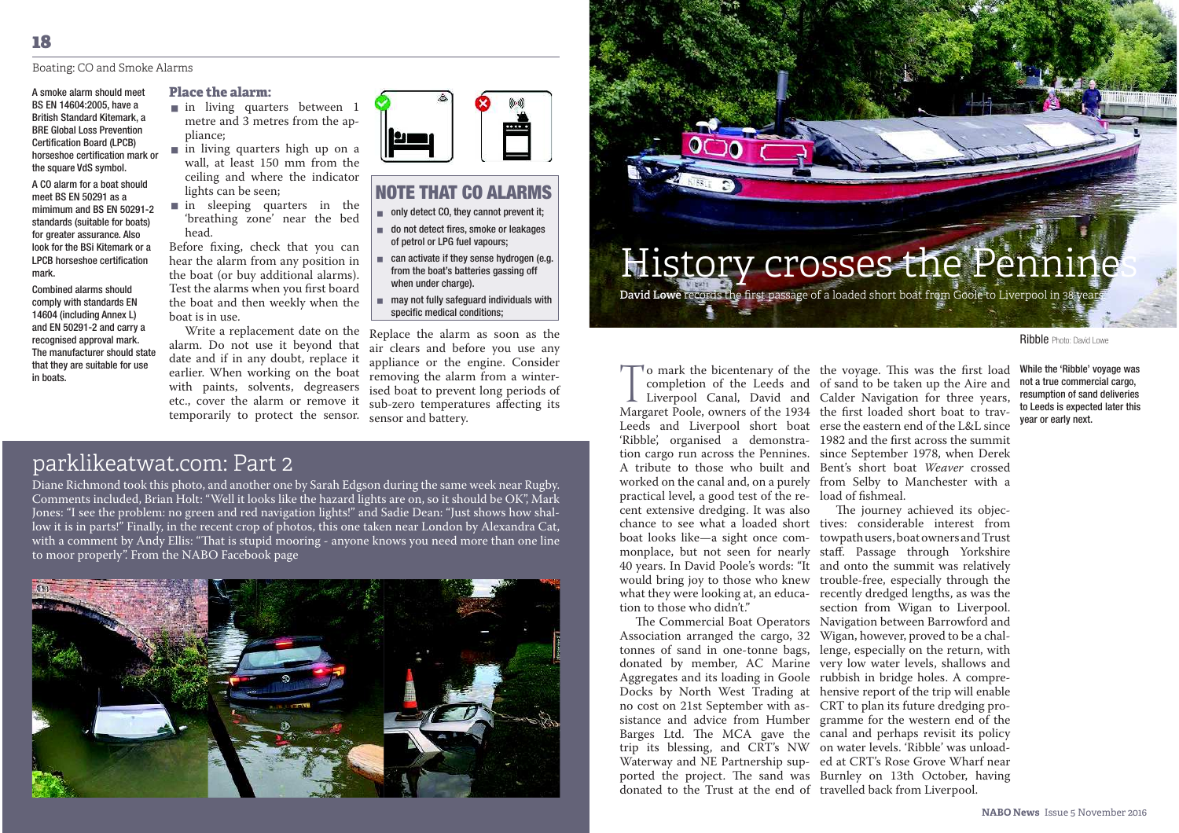Boating: CO and Smoke Alarms

A smoke alarm should meet BS EN 14604:2005, have a British Standard Kitemark, a BRE Global Loss Prevention Certification Board (LPCB) horseshoe certification mark or the square VdS symbol.

A CO alarm for a boat should meet BS EN 50291 as a mimimum and BS EN 50291-2 standards (suitable for boats) for greater assurance. Also look for the BSi Kitemark or a LPCB horseshoe certification mark.

Combined alarms should comply with standards EN 14604 (including Annex L) and EN 50291-2 and carry a recognised approval mark. The manufacturer should state that they are suitable for use in boats.

**Place the alarm:**

- in living quarters between 1 metre and 3 metres from the appliance;
- in living quarters high up on a wall, at least 150 mm from the ceiling and where the indicator lights can be seen;
- in sleeping quarters in the 'breathing zone' near the bed head.

Before fixing, check that you can hear the alarm from any position in the boat (or buy additional alarms). Test the alarms when you first board the boat and then weekly when the boat is in use.

Write a replacement date on the alarm. Do not use it beyond that date and if in any doubt, replace it earlier. When working on the boat with paints, solvents, degreasers etc., cover the alarm or remove it temporarily to protect the sensor.

## NOTE THAT CO ALARMS

- only detect CO, they cannot prevent it;
- do not detect fires, smoke or leakages of petrol or LPG fuel vapours;
- can activate if they sense hydrogen (e.g. from the boat's batteries gassing off when under charge).
- may not fully safeguard individuals with specific medical conditions;

Replace the alarm as soon as the air clears and before you use any appliance or the engine. Consider removing the alarm from a winterised boat to prevent long periods of sub-zero temperatures affecting its sensor and battery.

## parklikeatwat.com: Part 2

Diane Richmond took this photo, and another one by Sarah Edgson during the same week near Rugby. Comments included, Brian Holt: "Well it looks like the hazard lights are on, so it should be OK", Mark Jones: "I see the problem: no green and red navigation lights!" and Sadie Dean: "Just shows how shallow it is in parts!" Finally, in the recent crop of photos, this one taken near London by Alexandra Cat, with a comment by Andy Ellis: "That is stupid mooring - anyone knows you need more than one line to moor properly". From the NABO Facebook page

# History crosses the Pennines

**David Lowe** records the first passage of a loaded short boat from Goole to Liverpool in 38 years

Ribble Photo: David Lowe

To mark the bicentenary of the completion of the Leeds and Liverpool Canal, David and Margaret Poole, owners of the 1934 Leeds and Liverpool short boat 'Ribble', organised a demonstration cargo run across the Pennines. A tribute to those who built and worked on the canal and, on a purely practical level, a good test of the recent extensive dredging. It was also chance to see what a loaded short boat looks like—a sight once commonplace, but not seen for nearly 40 years. In David Poole's words: "It would bring joy to those who knew what they were looking at, an education to those who didn't."

The Commercial Boat Operators Association arranged the cargo, 32 tonnes of sand in one-tonne bags, donated by member, AC Marine Aggregates and its loading in Goole Docks by North West Trading at no cost on 21st September with assistance and advice from Humber Barges Ltd. The MCA gave the trip its blessing, and CRT's NW Waterway and NE Partnership supported the project. The sand was donated to the Trust at the end of the voyage. This was the first load of sand to be taken up the Aire and Calder Navigation for three years, the first loaded short boat to traverse the eastern end of the L&L since 1982 and the first across the summit since September 1978, when Derek Bent's short boat *Weaver* crossed from Selby to Manchester with a load of fishmeal.

The journey achieved its objectives: considerable interest from towpath users, boat owners and Trust staff. Passage through Yorkshire and onto the summit was relatively trouble-free, especially through the recently dredged lengths, as was the section from Wigan to Liverpool. Navigation between Barrowford and Wigan, however, proved to be a challenge, especially on the return, with very low water levels, shallows and rubbish in bridge holes. A comprehensive report of the trip will enable CRT to plan its future dredging programme for the western end of the canal and perhaps revisit its policy on water levels. 'Ribble' was unloaded at CRT's Rose Grove Wharf near Burnley on 13th October, having travelled back from Liverpool.

While the 'Ribble' voyage was not a true commercial cargo, resumption of sand deliveries to Leeds is expected later this year or early next.